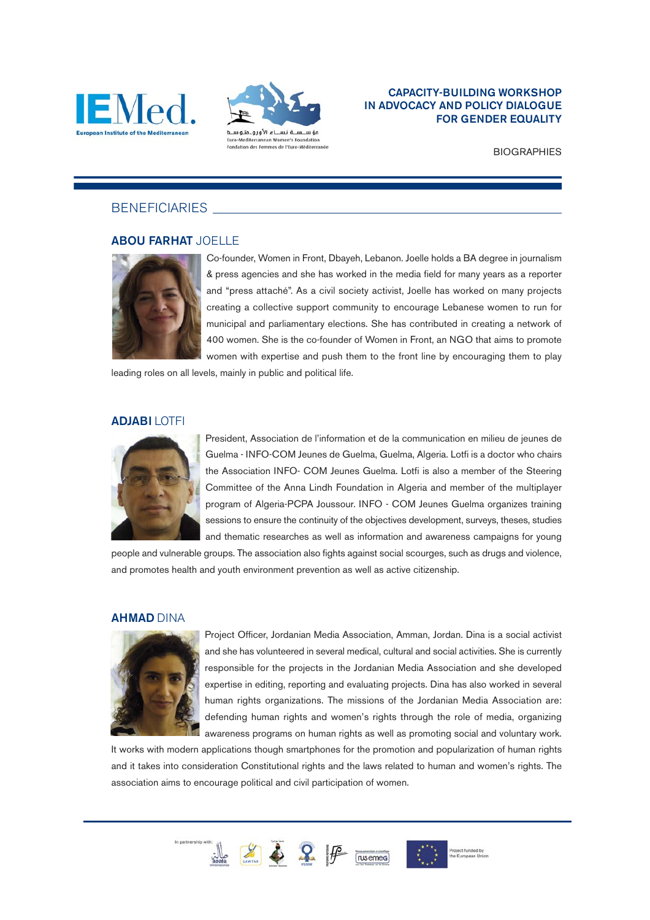# CAPACITY-BUILDING WORKSHOP IN ADVOCACY AND POLICY DIALOGUE FOR GENDER EQUALITY

BIOGRAPHIES

## BENEFICIARIES

### **ABOU FARHAT** JOELLE

Co-founder, Women in Front, Dbayeh, Lebanon. Joelle holds a BA degree in journalism & press agencies and she has worked in the media field for many years as a reporter and "press attaché". As a civil society activist, Joelle has worked on many projects creating a collective support community to encourage Lebanese women to run for municipal and parliamentary elections. She has contributed in creating a network of 400 women. She is the co-founder of Women in Front, an NGO that aims to promote women with expertise and push them to the front line by encouraging them to play leading roles on all levels, mainly in public and political life.

### **ADJABI** LOTFI

President, Association de l'information et de la communication en milieu de jeunes de Guelma - INFO-COM Jeunes de Guelma, Guelma, Algeria. Lotfi is a doctor who chairs the Association INFO- COM Jeunes Guelma. Lotfi is also a member of the Steering Committee of the Anna Lindh Foundation in Algeria and member of the multiplayer program of Algeria-PCPA Joussour. INFO - COM Jeunes Guelma organizes training sessions to ensure the continuity of the objectives development, surveys, theses, studies and thematic researches as well as information and awareness campaigns for young people and vulnerable groups. The association also fights against social scourges, such as drugs and violence, and promotes health and youth environment prevention as well as active citizenship.

### **AHMAD** DINA

Project Officer, Jordanian Media Association, Amman, Jordan. Dina is a social activist and she has volunteered in several medical, cultural and social activities. She is currently responsible for the projects in the Jordanian Media Association and she developed expertise in editing, reporting and evaluating projects. Dina has also worked in several human rights organizations. The missions of the Jordanian Media Association are: defending human rights and women's rights through the role of media, organizing awareness programs on human rights as well as promoting social and voluntary work. It works with modern applications though smartphones for the promotion and popularization of human rights and it takes into consideration Constitutional rights and the laws related to human and women's rights. The association aims to encourage political and civil participation of women.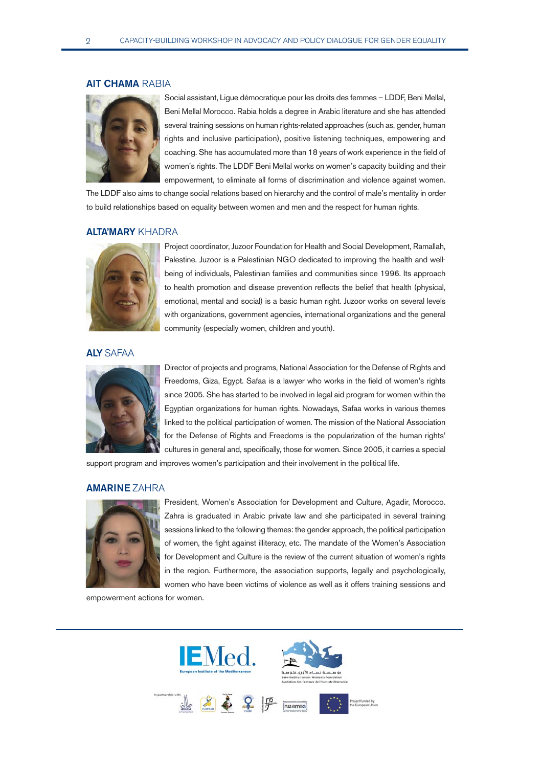## **AIT CHAMA** RABIA

Social assistant, Ligue démocratique pour les droits des femmes – LDDF, Beni Mellal, Beni Mellal Morocco. Rabia holds a degree in Arabic literature and she has attended several training sessions on human rights-related approaches (such as, gender, human rights and inclusive participation), positive listening techniques, empowering and coaching. She has accumulated more than 18 years of work experience in the field of women's rights. The LDDF Beni Mellal works on women's capacity building and their empowerment, to eliminate all forms of discrimination and violence against women. The LDDF also aims to change social relations based on hierarchy and the control of male's mentality in order to build relationships based on equality between women and men and the respect for human rights.

## **ALTA'MARY** KHADRA

Project coordinator, Juzoor Foundation for Health and Social Development, Ramallah, Palestine. Juzoor is a Palestinian NGO dedicated to improving the health and well-being of individuals, Palestinian families and communities since 1996. Its approach to health promotion and disease prevention reflects the belief that health (physical, emotional, mental and social) is a basic human right. Juzoor works on several levels with organizations, government agencies, international organizations and the general community (especially women, children and youth).

## **ALY** SAFAA

Director of projects and programs, National Association for the Defense of Rights and Freedoms, Giza, Egypt. Safaa is a lawyer who works in the field of women's rights since 2005. She has started to be involved in legal aid program for women within the Egyptian organizations for human rights. Nowadays, Safaa works in various themes linked to the political participation of women. The mission of the National Association for the Defense of Rights and Freedoms is the popularization of the human rights' cultures in general and, specifically, those for women. Since 2005, it carries a special support program and improves women's participation and their involvement in the political life.

## **AMARINE** ZAHRA

President, Women's Association for Development and Culture, Agadir, Morocco. Zahra is graduated in Arabic private law and she participated in several training sessions linked to the following themes: the gender approach, the political participation of women, the fight against illiteracy, etc. The mandate of the Women's Association for Development and Culture is the review of the current situation of women's rights in the region. Furthermore, the association supports, legally and psychologically, women who have been victims of violence as well as it offers training sessions and empowerment actions for women.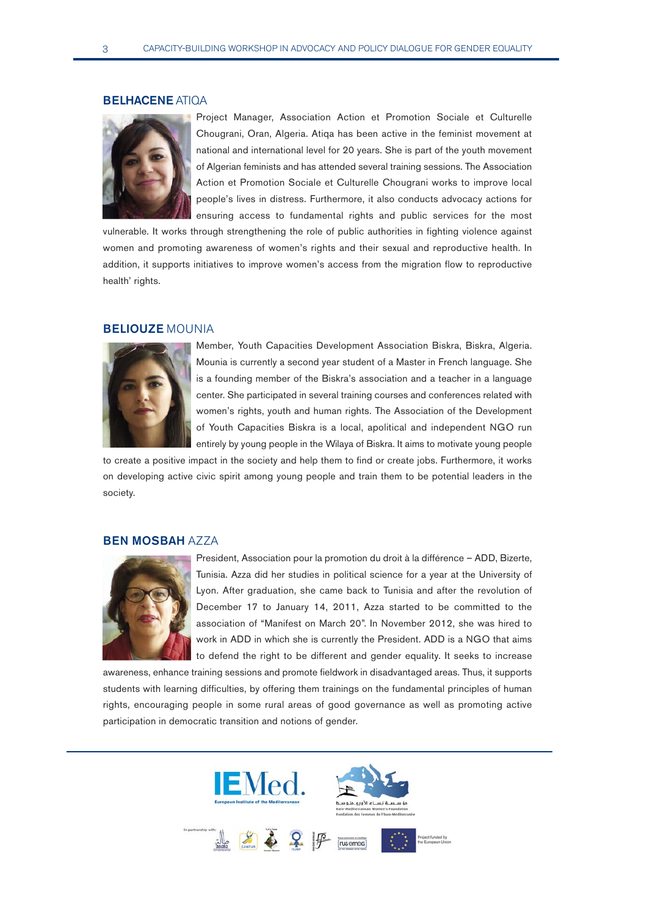### **BELHACENE** ATIQA

Project Manager, Association Action et Promotion Sociale et Culturelle Chougrani, Oran, Algeria. Atiqa has been active in the feminist movement at national and international level for 20 years. She is part of the youth movement of Algerian feminists and has attended several training sessions. The Association Action et Promotion Sociale et Culturelle Chougrani works to improve local people's lives in distress. Furthermore, it also conducts advocacy actions for ensuring access to fundamental rights and public services for the most vulnerable. It works through strengthening the role of public authorities in fighting violence against women and promoting awareness of women's rights and their sexual and reproductive health. In addition, it supports initiatives to improve women's access from the migration flow to reproductive health' rights.

### **BELIOUZE** MOUNIA

Member, Youth Capacities Development Association Biskra, Biskra, Algeria. Mounia is currently a second year student of a Master in French language. She is a founding member of the Biskra's association and a teacher in a language center. She participated in several training courses and conferences related with women's rights, youth and human rights. The Association of the Development of Youth Capacities Biskra is a local, apolitical and independent NGO run entirely by young people in the Wilaya of Biskra. It aims to motivate young people to create a positive impact in the society and help them to find or create jobs. Furthermore, it works on developing active civic spirit among young people and train them to be potential leaders in the society.

### **BEN MOSBAH** AZZA

President, Association pour la promotion du droit à la différence – ADD, Bizerte, Tunisia. Azza did her studies in political science for a year at the University of Lyon. After graduation, she came back to Tunisia and after the revolution of December 17 to January 14, 2011, Azza started to be committed to the association of "Manifest on March 20". In November 2012, she was hired to work in ADD in which she is currently the President. ADD is a NGO that aims to defend the right to be different and gender equality. It seeks to increase awareness, enhance training sessions and promote fieldwork in disadvantaged areas. Thus, it supports students with learning difficulties, by offering them trainings on the fundamental principles of human rights, encouraging people in some rural areas of good governance as well as promoting active participation in democratic transition and notions of gender.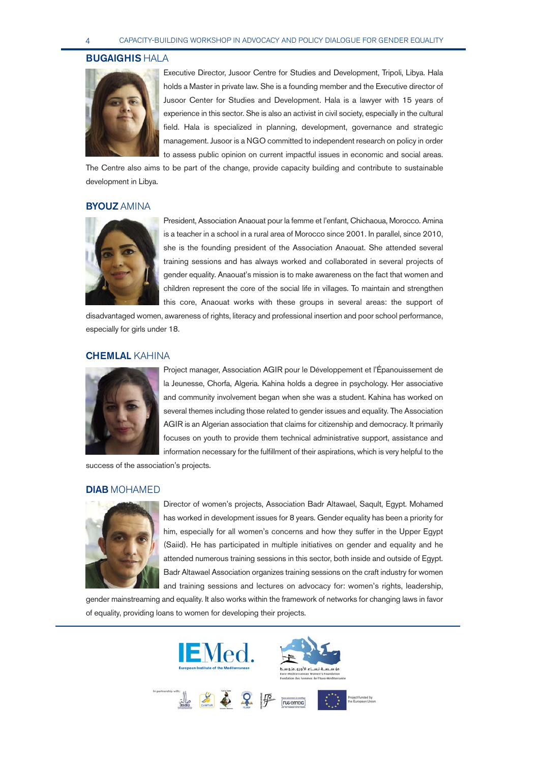### **BUGAIGHIS** HALA

Executive Director, Jusoor Centre for Studies and Development, Tripoli, Libya. Hala holds a Master in private law. She is a founding member and the Executive director of Jusoor Center for Studies and Development. Hala is a lawyer with 15 years of experience in this sector. She is also an activist in civil society, especially in the cultural field. Hala is specialized in planning, development, governance and strategic management. Jusoor is a NGO committed to independent research on policy in order to assess public opinion on current impactful issues in economic and social areas. The Centre also aims to be part of the change, provide capacity building and contribute to sustainable development in Libya.

### **BYOUZ** AMINA

President, Association Anaouat pour la femme et l'enfant, Chichaoua, Morocco. Amina is a teacher in a school in a rural area of Morocco since 2001. In parallel, since 2010, she is the founding president of the Association Anaouat. She attended several training sessions and has always worked and collaborated in several projects of gender equality. Anaouat's mission is to make awareness on the fact that women and children represent the core of the social life in villages. To maintain and strengthen this core, Anaouat works with these groups in several areas: the support of disadvantaged women, awareness of rights, literacy and professional insertion and poor school performance, especially for girls under 18.

### **CHEMLAL** KAHINA

Project manager, Association AGIR pour le Développement et l'Épanouissement de la Jeunesse, Chorfa, Algeria. Kahina holds a degree in psychology. Her associative and community involvement began when she was a student. Kahina has worked on several themes including those related to gender issues and equality. The Association AGIR is an Algerian association that claims for citizenship and democracy. It primarily focuses on youth to provide them technical administrative support, assistance and information necessary for the fulfillment of their aspirations, which is very helpful to the success of the association's projects.

### **DIAB** MOHAMED

Director of women's projects, Association Badr Altawael, Saqult, Egypt. Mohamed has worked in development issues for 8 years. Gender equality has been a priority for him, especially for all women's concerns and how they suffer in the Upper Egypt (Saiid). He has participated in multiple initiatives on gender and equality and he attended numerous training sessions in this sector, both inside and outside of Egypt. Badr Altawael Association organizes training sessions on the craft industry for women and training sessions and lectures on advocacy for: women's rights, leadership, gender mainstreaming and equality. It also works within the framework of networks for changing laws in favor of equality, providing loans to women for developing their projects.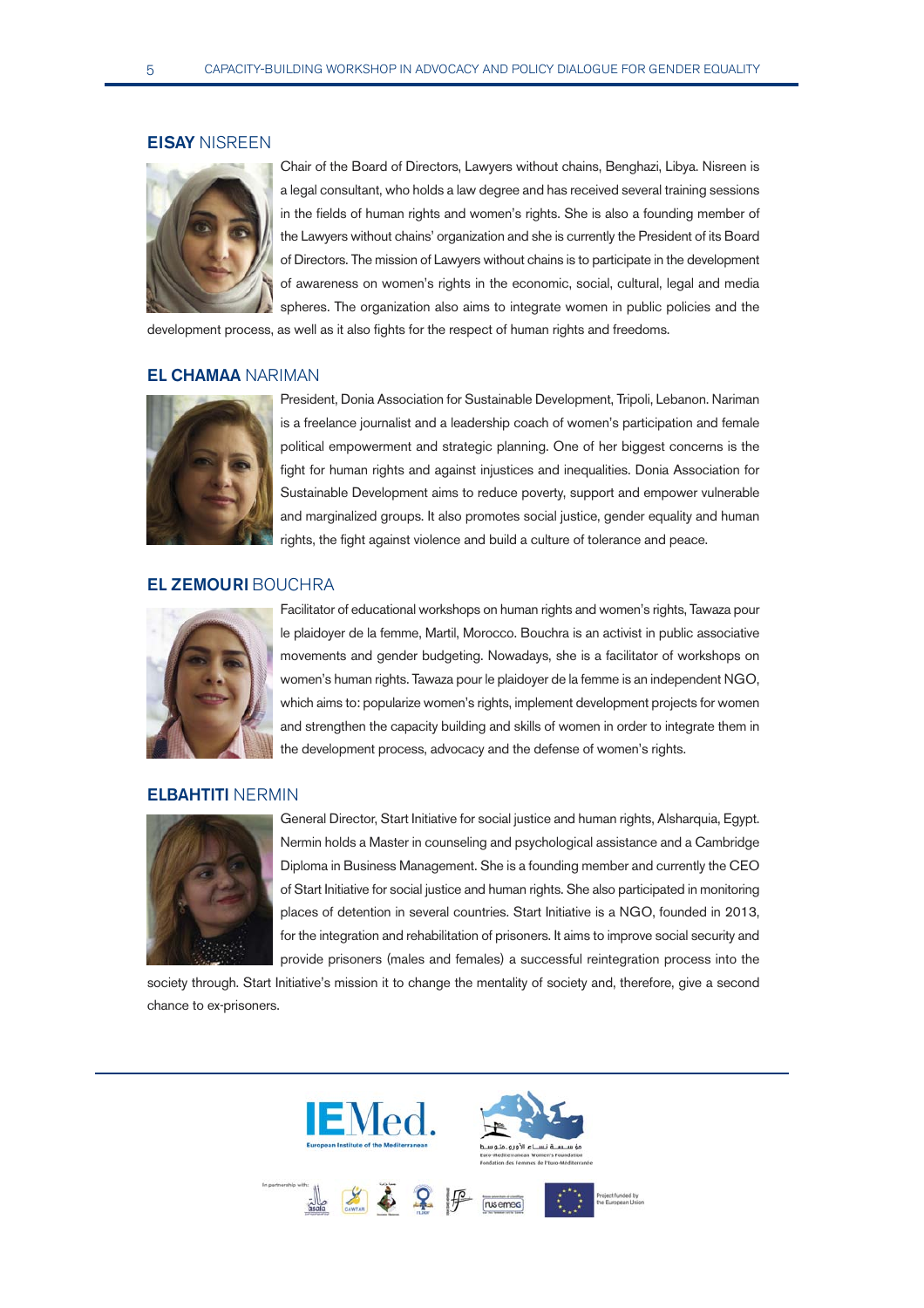### **EISAY** NISREEN

Chair of the Board of Directors, Lawyers without chains, Benghazi, Libya. Nisreen is a legal consultant, who holds a law degree and has received several training sessions in the fields of human rights and women's rights. She is also a founding member of the Lawyers without chains' organization and she is currently the President of its Board of Directors. The mission of Lawyers without chains is to participate in the development of awareness on women's rights in the economic, social, cultural, legal and media spheres. The organization also aims to integrate women in public policies and the development process, as well as it also fights for the respect of human rights and freedoms.

### **EL CHAMAA** NARIMAN

President, Donia Association for Sustainable Development, Tripoli, Lebanon. Nariman is a freelance journalist and a leadership coach of women's participation and female political empowerment and strategic planning. One of her biggest concerns is the fight for human rights and against injustices and inequalities. Donia Association for Sustainable Development aims to reduce poverty, support and empower vulnerable and marginalized groups. It also promotes social justice, gender equality and human rights, the fight against violence and build a culture of tolerance and peace.

### **EL ZEMOURI** BOUCHRA

Facilitator of educational workshops on human rights and women's rights, Tawaza pour le plaidoyer de la femme, Martil, Morocco. Bouchra is an activist in public associative movements and gender budgeting. Nowadays, she is a facilitator of workshops on women's human rights. Tawaza pour le plaidoyer de la femme is an independent NGO, which aims to: popularize women's rights, implement development projects for women and strengthen the capacity building and skills of women in order to integrate them in the development process, advocacy and the defense of women's rights.

### **ELBAHTITI** NERMIN

General Director, Start Initiative for social justice and human rights, Alsharquia, Egypt. Nermin holds a Master in counseling and psychological assistance and a Cambridge Diploma in Business Management. She is a founding member and currently the CEO of Start Initiative for social justice and human rights. She also participated in monitoring places of detention in several countries. Start Initiative is a NGO, founded in 2013, for the integration and rehabilitation of prisoners. It aims to improve social security and provide prisoners (males and females) a successful reintegration process into the society through. Start Initiative's mission it to change the mentality of society and, therefore, give a second chance to ex-prisoners.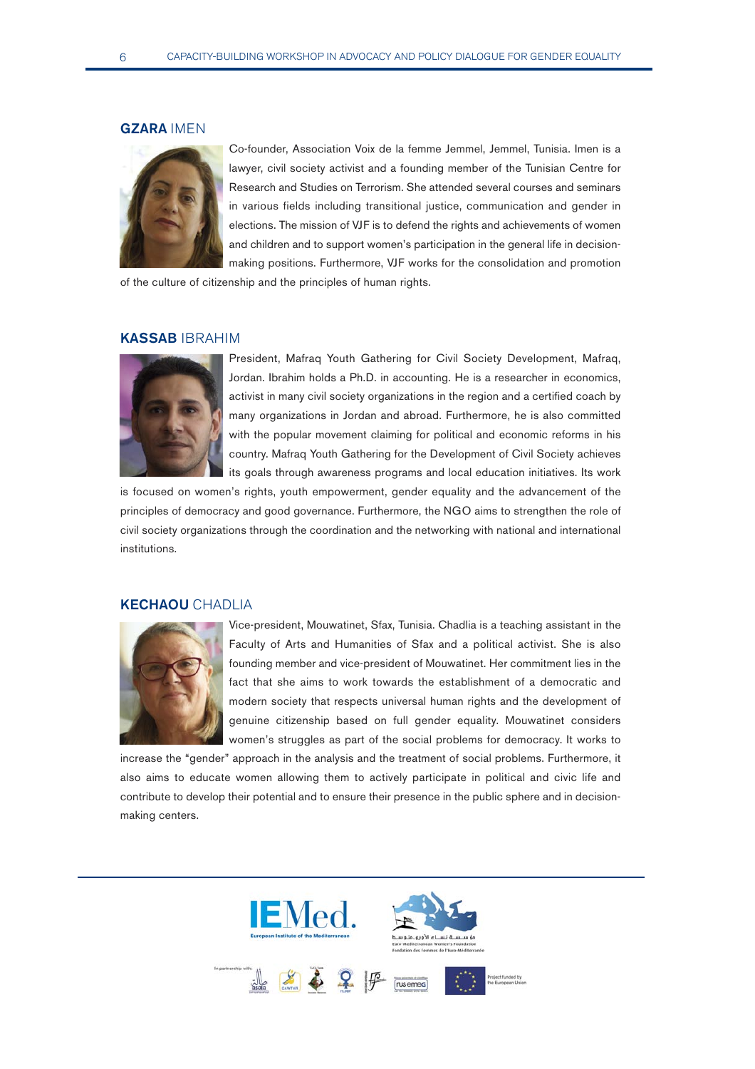### **GZARA** IMEN

Co-founder, Association Voix de la femme Jemmel, Jemmel, Tunisia. Imen is a lawyer, civil society activist and a founding member of the Tunisian Centre for Research and Studies on Terrorism. She attended several courses and seminars in various fields including transitional justice, communication and gender in elections. The mission of VJF is to defend the rights and achievements of women and children and to support women's participation in the general life in decision-making positions. Furthermore, VJF works for the consolidation and promotion of the culture of citizenship and the principles of human rights.

### **KASSAB** IBRAHIM

President, Mafraq Youth Gathering for Civil Society Development, Mafraq, Jordan. Ibrahim holds a Ph.D. in accounting. He is a researcher in economics, activist in many civil society organizations in the region and a certified coach by many organizations in Jordan and abroad. Furthermore, he is also committed with the popular movement claiming for political and economic reforms in his country. Mafraq Youth Gathering for the Development of Civil Society achieves its goals through awareness programs and local education initiatives. Its work is focused on women's rights, youth empowerment, gender equality and the advancement of the principles of democracy and good governance. Furthermore, the NGO aims to strengthen the role of civil society organizations through the coordination and the networking with national and international institutions.

### **KECHAOU** CHADLIA

Vice-president, Mouwatinet, Sfax, Tunisia. Chadlia is a teaching assistant in the Faculty of Arts and Humanities of Sfax and a political activist. She is also founding member and vice-president of Mouwatinet. Her commitment lies in the fact that she aims to work towards the establishment of a democratic and modern society that respects universal human rights and the development of genuine citizenship based on full gender equality. Mouwatinet considers women's struggles as part of the social problems for democracy. It works to increase the "gender" approach in the analysis and the treatment of social problems. Furthermore, it also aims to educate women allowing them to actively participate in political and civic life and contribute to develop their potential and to ensure their presence in the public sphere and in decision-making centers.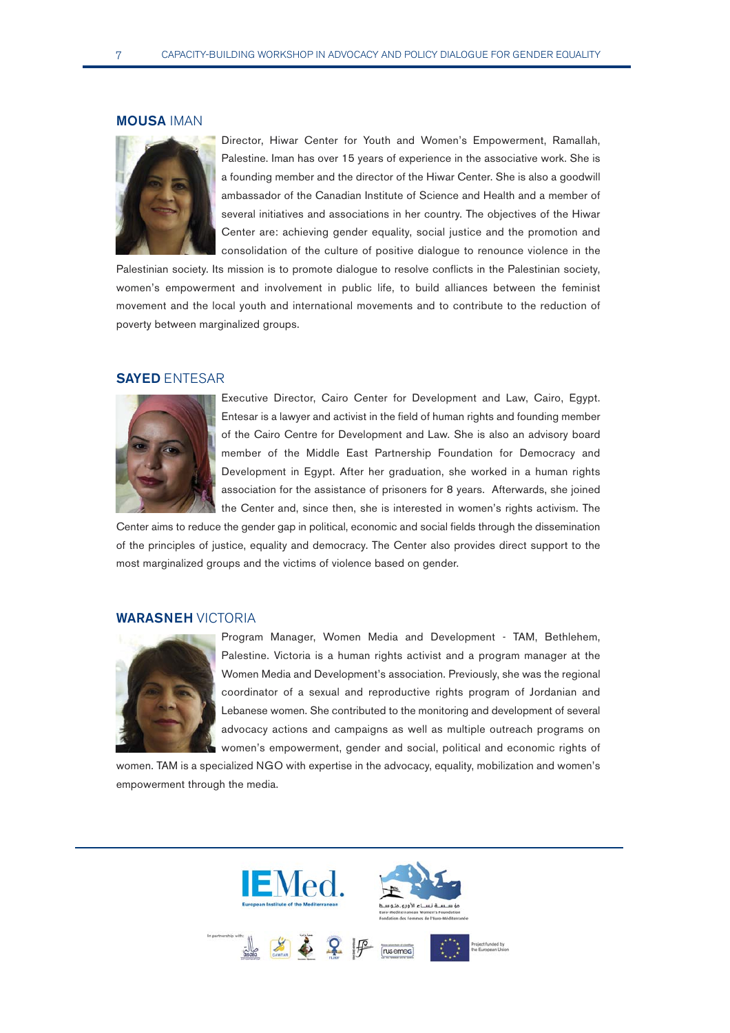### **MOUSA** IMAN

Director, Hiwar Center for Youth and Women's Empowerment, Ramallah, Palestine. Iman has over 15 years of experience in the associative work. She is a founding member and the director of the Hiwar Center. She is also a goodwill ambassador of the Canadian Institute of Science and Health and a member of several initiatives and associations in her country. The objectives of the Hiwar Center are: achieving gender equality, social justice and the promotion and consolidation of the culture of positive dialogue to renounce violence in the Palestinian society. Its mission is to promote dialogue to resolve conflicts in the Palestinian society, women's empowerment and involvement in public life, to build alliances between the feminist movement and the local youth and international movements and to contribute to the reduction of poverty between marginalized groups.

### **SAYED** ENTESAR

Executive Director, Cairo Center for Development and Law, Cairo, Egypt. Entesar is a lawyer and activist in the field of human rights and founding member of the Cairo Centre for Development and Law. She is also an advisory board member of the Middle East Partnership Foundation for Democracy and Development in Egypt. After her graduation, she worked in a human rights association for the assistance of prisoners for 8 years. Afterwards, she joined the Center and, since then, she is interested in women's rights activism. The Center aims to reduce the gender gap in political, economic and social fields through the dissemination of the principles of justice, equality and democracy. The Center also provides direct support to the most marginalized groups and the victims of violence based on gender.

### **WARASNEH** VICTORIA

Program Manager, Women Media and Development - TAM, Bethlehem, Palestine. Victoria is a human rights activist and a program manager at the Women Media and Development's association. Previously, she was the regional coordinator of a sexual and reproductive rights program of Jordanian and Lebanese women. She contributed to the monitoring and development of several advocacy actions and campaigns as well as multiple outreach programs on women's empowerment, gender and social, political and economic rights of women. TAM is a specialized NGO with expertise in the advocacy, equality, mobilization and women's empowerment through the media.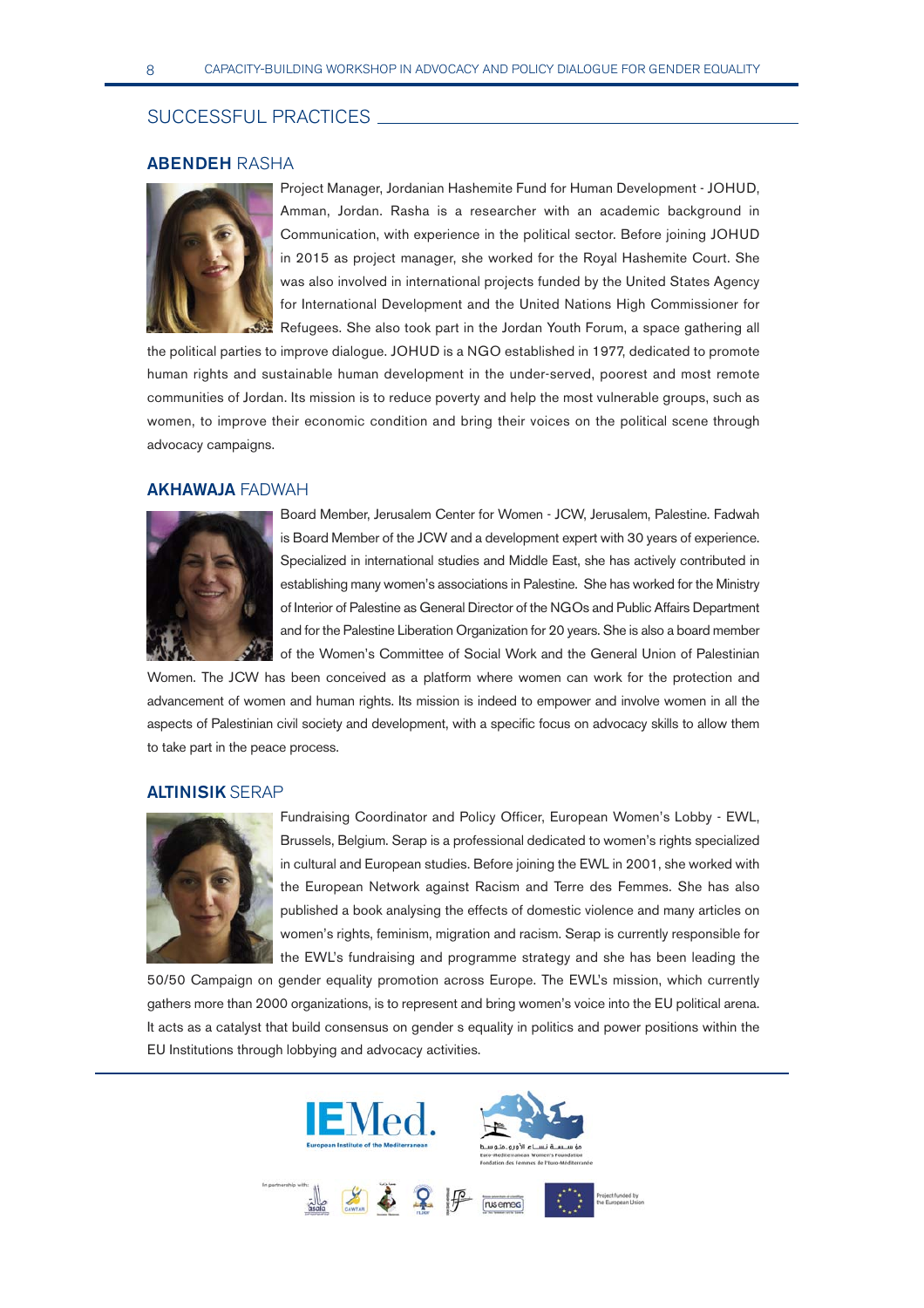## SUCCESSFUL PRACTICES

### ABENDEH RASHA

Project Manager, Jordanian Hashemite Fund for Human Development - JOHUD, Amman, Jordan. Rasha is a researcher with an academic background in Communication, with experience in the political sector. Before joining JOHUD in 2015 as project manager, she worked for the Royal Hashemite Court. She was also involved in international projects funded by the United States Agency for International Development and the United Nations High Commissioner for Refugees. She also took part in the Jordan Youth Forum, a space gathering all the political parties to improve dialogue. JOHUD is a NGO established in 1977, dedicated to promote human rights and sustainable human development in the under-served, poorest and most remote communities of Jordan. Its mission is to reduce poverty and help the most vulnerable groups, such as women, to improve their economic condition and bring their voices on the political scene through advocacy campaigns.

### AKHAWAJA FADWAH

Board Member, Jerusalem Center for Women - JCW, Jerusalem, Palestine. Fadwah is Board Member of the JCW and a development expert with 30 years of experience. Specialized in international studies and Middle East, she has actively contributed in establishing many women's associations in Palestine. She has worked for the Ministry of Interior of Palestine as General Director of the NGOs and Public Affairs Department and for the Palestine Liberation Organization for 20 years. She is also a board member of the Women's Committee of Social Work and the General Union of Palestinian Women. The JCW has been conceived as a platform where women can work for the protection and advancement of women and human rights. Its mission is indeed to empower and involve women in all the aspects of Palestinian civil society and development, with a specific focus on advocacy skills to allow them to take part in the peace process.

### ALTINISIK SERAP

Fundraising Coordinator and Policy Officer, European Women's Lobby - EWL, Brussels, Belgium. Serap is a professional dedicated to women's rights specialized in cultural and European studies. Before joining the EWL in 2001, she worked with the European Network against Racism and Terre des Femmes. She has also published a book analysing the effects of domestic violence and many articles on women's rights, feminism, migration and racism. Serap is currently responsible for the EWL's fundraising and programme strategy and she has been leading the 50/50 Campaign on gender equality promotion across Europe. The EWL's mission, which currently gathers more than 2000 organizations, is to represent and bring women's voice into the EU political arena. It acts as a catalyst that build consensus on gender s equality in politics and power positions within the EU Institutions through lobbying and advocacy activities.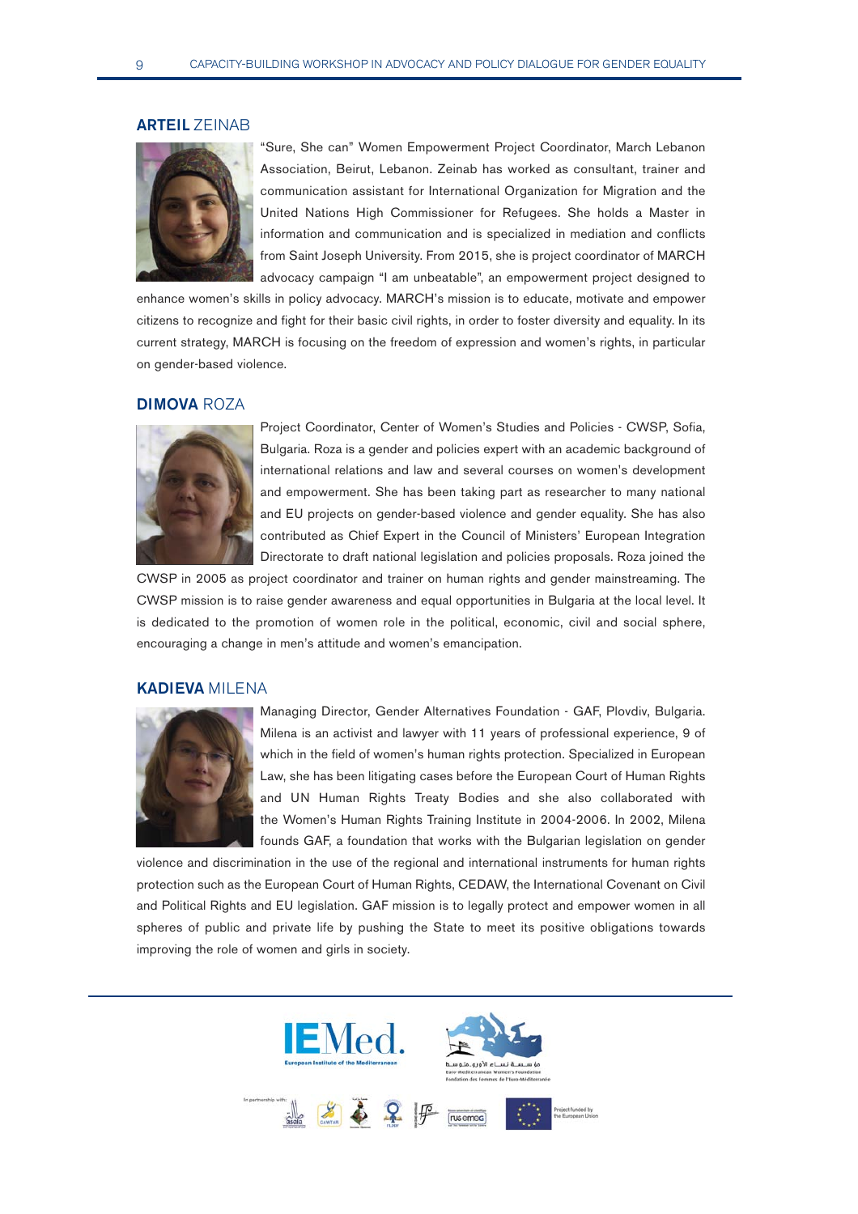### **ARTEIL** ZEINAB

"Sure, She can" Women Empowerment Project Coordinator, March Lebanon Association, Beirut, Lebanon. Zeinab has worked as consultant, trainer and communication assistant for International Organization for Migration and the United Nations High Commissioner for Refugees. She holds a Master in information and communication and is specialized in mediation and conflicts from Saint Joseph University. From 2015, she is project coordinator of MARCH advocacy campaign "I am unbeatable", an empowerment project designed to enhance women's skills in policy advocacy. MARCH's mission is to educate, motivate and empower citizens to recognize and fight for their basic civil rights, in order to foster diversity and equality. In its current strategy, MARCH is focusing on the freedom of expression and women's rights, in particular on gender-based violence.

### **DIMOVA** ROZA

Project Coordinator, Center of Women's Studies and Policies - CWSP, Sofia, Bulgaria. Roza is a gender and policies expert with an academic background of international relations and law and several courses on women's development and empowerment. She has been taking part as researcher to many national and EU projects on gender-based violence and gender equality. She has also contributed as Chief Expert in the Council of Ministers' European Integration Directorate to draft national legislation and policies proposals. Roza joined the CWSP in 2005 as project coordinator and trainer on human rights and gender mainstreaming. The CWSP mission is to raise gender awareness and equal opportunities in Bulgaria at the local level. It is dedicated to the promotion of women role in the political, economic, civil and social sphere, encouraging a change in men's attitude and women's emancipation.

### **KADIEVA** MILENA

Managing Director, Gender Alternatives Foundation - GAF, Plovdiv, Bulgaria. Milena is an activist and lawyer with 11 years of professional experience, 9 of which in the field of women's human rights protection. Specialized in European Law, she has been litigating cases before the European Court of Human Rights and UN Human Rights Treaty Bodies and she also collaborated with the Women's Human Rights Training Institute in 2004-2006. In 2002, Milena founds GAF, a foundation that works with the Bulgarian legislation on gender violence and discrimination in the use of the regional and international instruments for human rights protection such as the European Court of Human Rights, CEDAW, the International Covenant on Civil and Political Rights and EU legislation. GAF mission is to legally protect and empower women in all spheres of public and private life by pushing the State to meet its positive obligations towards improving the role of women and girls in society.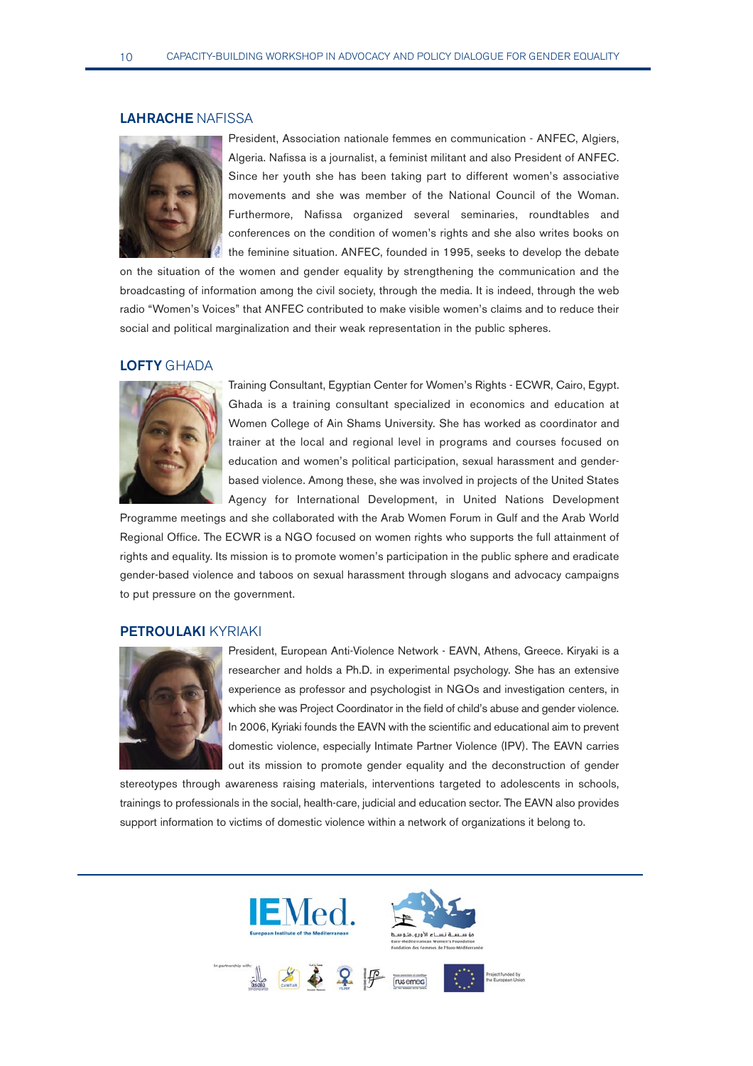### **LAHRACHE** NAFISSA

President, Association nationale femmes en communication - ANFEC, Algiers, Algeria. Nafissa is a journalist, a feminist militant and also President of ANFEC. Since her youth she has been taking part to different women's associative movements and she was member of the National Council of the Woman. Furthermore, Nafissa organized several seminaries, roundtables and conferences on the condition of women's rights and she also writes books on the feminine situation. ANFEC, founded in 1995, seeks to develop the debate on the situation of the women and gender equality by strengthening the communication and the broadcasting of information among the civil society, through the media. It is indeed, through the web radio "Women's Voices" that ANFEC contributed to make visible women's claims and to reduce their social and political marginalization and their weak representation in the public spheres.

### **LOFTY** GHADA

Training Consultant, Egyptian Center for Women's Rights - ECWR, Cairo, Egypt. Ghada is a training consultant specialized in economics and education at Women College of Ain Shams University. She has worked as coordinator and trainer at the local and regional level in programs and courses focused on education and women's political participation, sexual harassment and gender-based violence. Among these, she was involved in projects of the United States Agency for International Development, in United Nations Development Programme meetings and she collaborated with the Arab Women Forum in Gulf and the Arab World Regional Office. The ECWR is a NGO focused on women rights who supports the full attainment of rights and equality. Its mission is to promote women's participation in the public sphere and eradicate gender-based violence and taboos on sexual harassment through slogans and advocacy campaigns to put pressure on the government.

### **PETROULAKI** KYRIAKI

President, European Anti-Violence Network - EAVN, Athens, Greece. Kiryaki is a researcher and holds a Ph.D. in experimental psychology. She has an extensive experience as professor and psychologist in NGOs and investigation centers, in which she was Project Coordinator in the field of child's abuse and gender violence. In 2006, Kyriaki founds the EAVN with the scientific and educational aim to prevent domestic violence, especially Intimate Partner Violence (IPV). The EAVN carries out its mission to promote gender equality and the deconstruction of gender stereotypes through awareness raising materials, interventions targeted to adolescents in schools, trainings to professionals in the social, health-care, judicial and education sector. The EAVN also provides support information to victims of domestic violence within a network of organizations it belong to.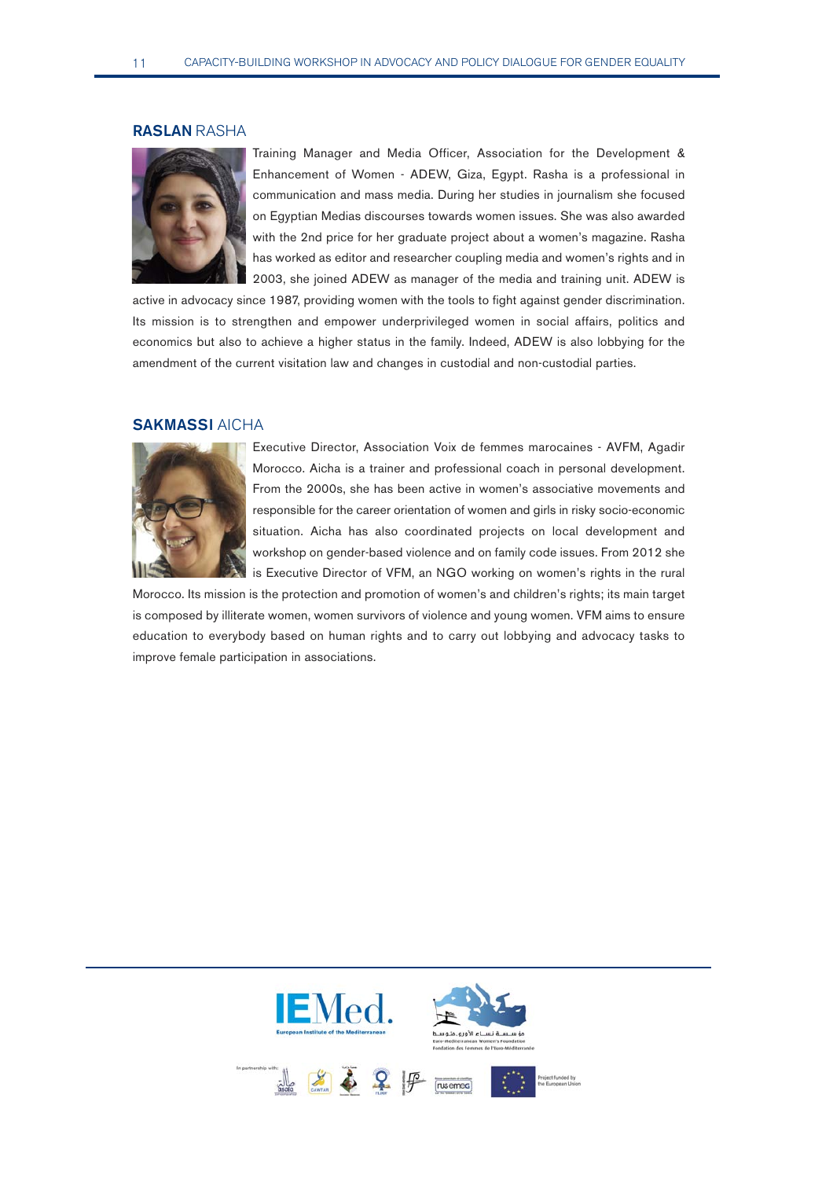### **RASLAN** RASHA

Training Manager and Media Officer, Association for the Development & Enhancement of Women - ADEW, Giza, Egypt. Rasha is a professional in communication and mass media. During her studies in journalism she focused on Egyptian Medias discourses towards women issues. She was also awarded with the 2nd price for her graduate project about a women's magazine. Rasha has worked as editor and researcher coupling media and women's rights and in 2003, she joined ADEW as manager of the media and training unit. ADEW is active in advocacy since 1987, providing women with the tools to fight against gender discrimination. Its mission is to strengthen and empower underprivileged women in social affairs, politics and economics but also to achieve a higher status in the family. Indeed, ADEW is also lobbying for the amendment of the current visitation law and changes in custodial and non-custodial parties.

### **SAKMASSI** AICHA

Executive Director, Association Voix de femmes marocaines - AVFM, Agadir Morocco. Aicha is a trainer and professional coach in personal development. From the 2000s, she has been active in women's associative movements and responsible for the career orientation of women and girls in risky socio-economic situation. Aicha has also coordinated projects on local development and workshop on gender-based violence and on family code issues. From 2012 she is Executive Director of VFM, an NGO working on women's rights in the rural Morocco. Its mission is the protection and promotion of women's and children's rights; its main target is composed by illiterate women, women survivors of violence and young women. VFM aims to ensure education to everybody based on human rights and to carry out lobbying and advocacy tasks to improve female participation in associations.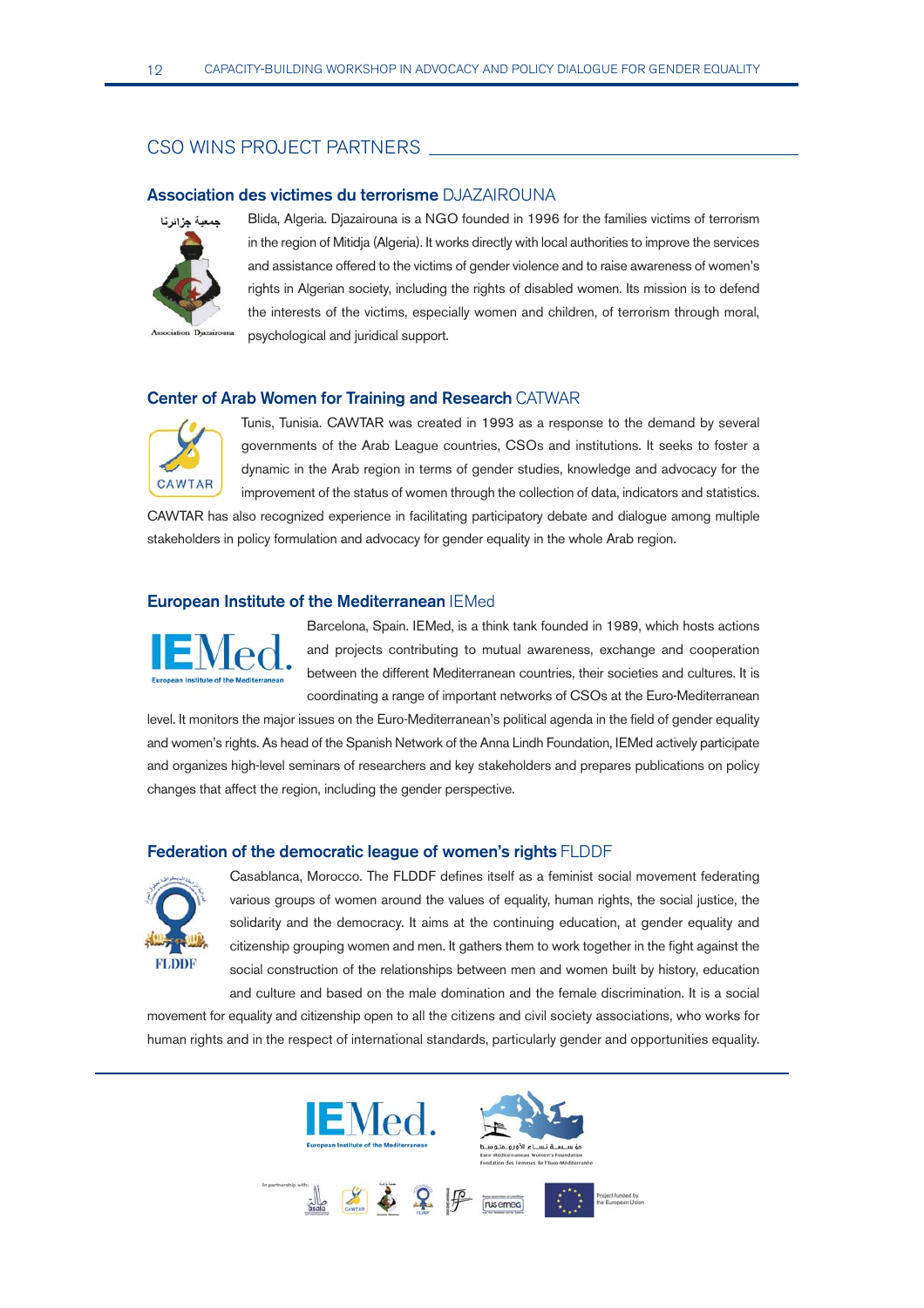## CSO WINS PROJECT PARTNERS

### Association des victimes du terrorisme DJAZAIROUNA

Blida, Algeria. Djazairouna is a NGO founded in 1996 for the families victims of terrorism in the region of Mitidja (Algeria). It works directly with local authorities to improve the services and assistance offered to the victims of gender violence and to raise awareness of women's rights in Algerian society, including the rights of disabled women. Its mission is to defend the interests of the victims, especially women and children, of terrorism through moral, psychological and juridical support.

### Center of Arab Women for Training and Research CATWAR

Tunis, Tunisia. CAWTAR was created in 1993 as a response to the demand by several governments of the Arab League countries, CSOs and institutions. It seeks to foster a dynamic in the Arab region in terms of gender studies, knowledge and advocacy for the improvement of the status of women through the collection of data, indicators and statistics. CAWTAR has also recognized experience in facilitating participatory debate and dialogue among multiple stakeholders in policy formulation and advocacy for gender equality in the whole Arab region.

### European Institute of the Mediterranean IEMed

Barcelona, Spain. IEMed, is a think tank founded in 1989, which hosts actions and projects contributing to mutual awareness, exchange and cooperation between the different Mediterranean countries, their societies and cultures. It is coordinating a range of important networks of CSOs at the Euro-Mediterranean level. It monitors the major issues on the Euro-Mediterranean's political agenda in the field of gender equality and women's rights. As head of the Spanish Network of the Anna Lindh Foundation, IEMed actively participate and organizes high-level seminars of researchers and key stakeholders and prepares publications on policy changes that affect the region, including the gender perspective.

### Federation of the democratic league of women's rights FLDDF

Casablanca, Morocco. The FLDDF defines itself as a feminist social movement federating various groups of women around the values of equality, human rights, the social justice, the solidarity and the democracy. It aims at the continuing education, at gender equality and citizenship grouping women and men. It gathers them to work together in the fight against the social construction of the relationships between men and women built by history, education and culture and based on the male domination and the female discrimination. It is a social movement for equality and citizenship open to all the citizens and civil society associations, who works for human rights and in the respect of international standards, particularly gender and opportunities equality.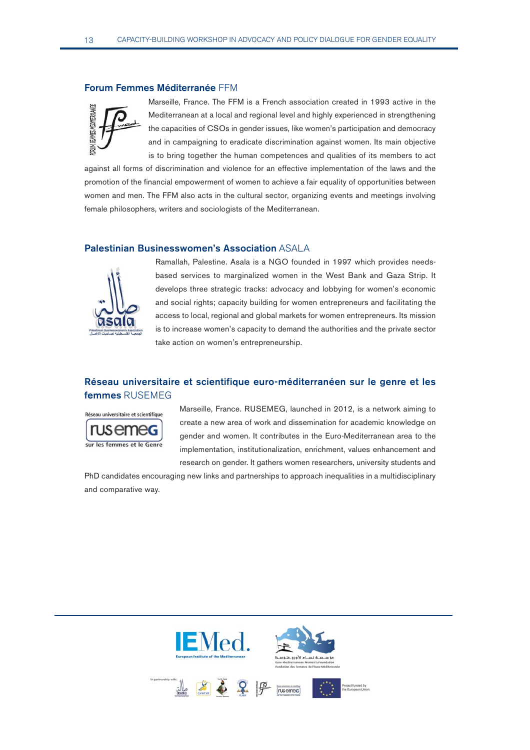### **Forum Femmes Méditerranée** FFM

Marseille, France. The FFM is a French association created in 1993 active in the Mediterranean at a local and regional level and highly experienced in strengthening the capacities of CSOs in gender issues, like women's participation and democracy and in campaigning to eradicate discrimination against women. Its main objective is to bring together the human competences and qualities of its members to act against all forms of discrimination and violence for an effective implementation of the laws and the promotion of the financial empowerment of women to achieve a fair equality of opportunities between women and men. The FFM also acts in the cultural sector, organizing events and meetings involving female philosophers, writers and sociologists of the Mediterranean.

### **Palestinian Businesswomen's Association** ASALA

Ramallah, Palestine. Asala is a NGO founded in 1997 which provides needs-based services to marginalized women in the West Bank and Gaza Strip. It develops three strategic tracks: advocacy and lobbying for women's economic and social rights; capacity building for women entrepreneurs and facilitating the access to local, regional and global markets for women entrepreneurs. Its mission is to increase women's capacity to demand the authorities and the private sector take action on women's entrepreneurship.

### **Réseau universitaire et scientifique euro-méditerranéen sur le genre et les femmes** RUSEMEG

Marseille, France. RUSEMEG, launched in 2012, is a network aiming to create a new area of work and dissemination for academic knowledge on gender and women. It contributes in the Euro-Mediterranean area to the implementation, institutionalization, enrichment, values enhancement and research on gender. It gathers women researchers, university students and PhD candidates encouraging new links and partnerships to approach inequalities in a multidisciplinary and comparative way.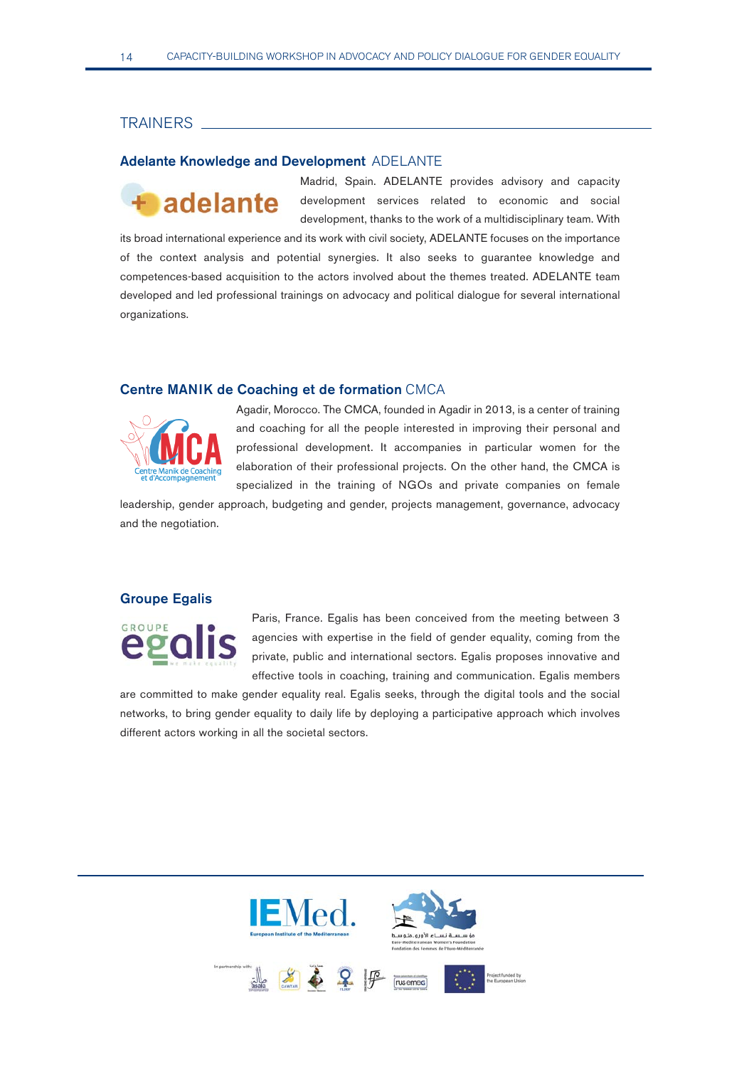## TRAINERS

### Adelante Knowledge and Development ADELANTE

Madrid, Spain. ADELANTE provides advisory and capacity development services related to economic and social development, thanks to the work of a multidisciplinary team. With its broad international experience and its work with civil society, ADELANTE focuses on the importance of the context analysis and potential synergies. It also seeks to guarantee knowledge and competences-based acquisition to the actors involved about the themes treated. ADELANTE team developed and led professional trainings on advocacy and political dialogue for several international organizations.

### Centre MANIK de Coaching et de formation CMCA

Agadir, Morocco. The CMCA, founded in Agadir in 2013, is a center of training and coaching for all the people interested in improving their personal and professional development. It accompanies in particular women for the elaboration of their professional projects. On the other hand, the CMCA is specialized in the training of NGOs and private companies on female leadership, gender approach, budgeting and gender, projects management, governance, advocacy and the negotiation.

### Groupe Egalis

Paris, France. Egalis has been conceived from the meeting between 3 agencies with expertise in the field of gender equality, coming from the private, public and international sectors. Egalis proposes innovative and effective tools in coaching, training and communication. Egalis members are committed to make gender equality real. Egalis seeks, through the digital tools and the social networks, to bring gender equality to daily life by deploying a participative approach which involves different actors working in all the societal sectors.